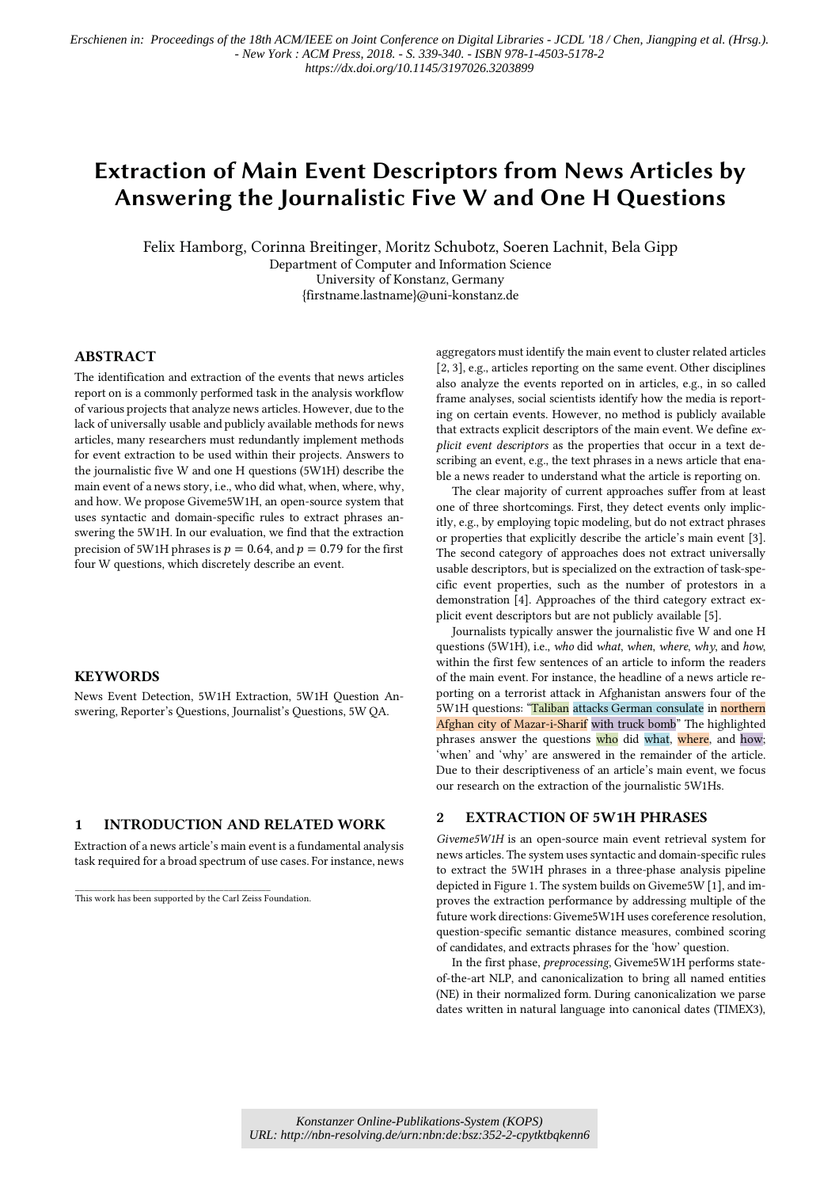Erschienen in: Proceedings of the 18th ACM/IEEE on Joint Conference on Digital Libraries - JCDL '18 / Chen, Jiangping et al. (Hrsg.). - New York : ACM Press, 2018. - S. 339-340. - ISBN 978-1-4503-5178-2
https://dx.doi.org/10.1145/3197026.3203899

# Extraction of Main Event Descriptors from News Articles by Answering the Journalistic Five W and One H Questions

Felix Hamborg, Corinna Breitinger, Moritz Schubotz, Soeren Lachnit, Bela Gipp
Department of Computer and Information Science
University of Konstanz, Germany
{firstname.lastname}@uni-konstanz.de

## ABSTRACT

The identification and extraction of the events that news articles report on is a commonly performed task in the analysis workflow of various projects that analyze news articles. However, due to the lack of universally usable and publicly available methods for news articles, many researchers must redundantly implement methods for event extraction to be used within their projects. Answers to the journalistic five W and one H questions (5W1H) describe the main event of a news story, i.e., who did what, when, where, why, and how. We propose Giveme5W1H, an open-source system that uses syntactic and domain-specific rules to extract phrases answering the 5W1H. In our evaluation, we find that the extraction precision of 5W1H phrases is $p = 0.64$, and $p = 0.79$ for the first four W questions, which discretely describe an event.

## KEYWORDS

News Event Detection, 5W1H Extraction, 5W1H Question Answering, Reporter's Questions, Journalist's Questions, 5W QA.

## 1 INTRODUCTION AND RELATED WORK

Extraction of a news article's main event is a fundamental analysis task required for a broad spectrum of use cases. For instance, news aggregators must identify the main event to cluster related articles [2, 3], e.g., articles reporting on the same event. Other disciplines also analyze the events reported on in articles, e.g., in so called frame analyses, social scientists identify how the media is reporting on certain events. However, no method is publicly available that extracts explicit descriptors of the main event. We define *explicit event descriptors* as the properties that occur in a text describing an event, e.g., the text phrases in a news article that enable a news reader to understand what the article is reporting on.

The clear majority of current approaches suffer from at least one of three shortcomings. First, they detect events only implicitly, e.g., by employing topic modeling, but do not extract phrases or properties that explicitly describe the article's main event [3]. The second category of approaches does not extract universally usable descriptors, but is specialized on the extraction of task-specific event properties, such as the number of protestors in a demonstration [4]. Approaches of the third category extract explicit event descriptors but are not publicly available [5].

Journalists typically answer the journalistic five W and one H questions (5W1H), i.e., *who* did *what*, *when*, *where*, *why*, and *how*, within the first few sentences of an article to inform the readers of the main event. For instance, the headline of a news article reporting on a terrorist attack in Afghanistan answers four of the 5W1H questions: "Taliban attacks German consulate in northern Afghan city of Mazar-i-Sharif with truck bomb" The highlighted phrases answer the questions who did what, where, and how; 'when' and 'why' are answered in the remainder of the article. Due to their descriptiveness of an article's main event, we focus our research on the extraction of the journalistic 5W1Hs.

## 2 EXTRACTION OF 5W1H PHRASES

*Giveme5W1H* is an open-source main event retrieval system for news articles. The system uses syntactic and domain-specific rules to extract the 5W1H phrases in a three-phase analysis pipeline depicted in Figure 1. The system builds on Giveme5W [1], and improves the extraction performance by addressing multiple of the future work directions: Giveme5W1H uses coreference resolution, question-specific semantic distance measures, combined scoring of candidates, and extracts phrases for the 'how' question.

In the first phase, *preprocessing*, Giveme5W1H performs state-of-the-art NLP, and canonicalization to bring all named entities (NE) in their normalized form. During canonicalization we parse dates written in natural language into canonical dates (TIMEX3),

This work has been supported by the Carl Zeiss Foundation.

Konstanzer Online-Publikations-System (KOPS)
URL: http://nbn-resolving.de/urn:nbn:de:bsz:352-2-cpytktbqkenn6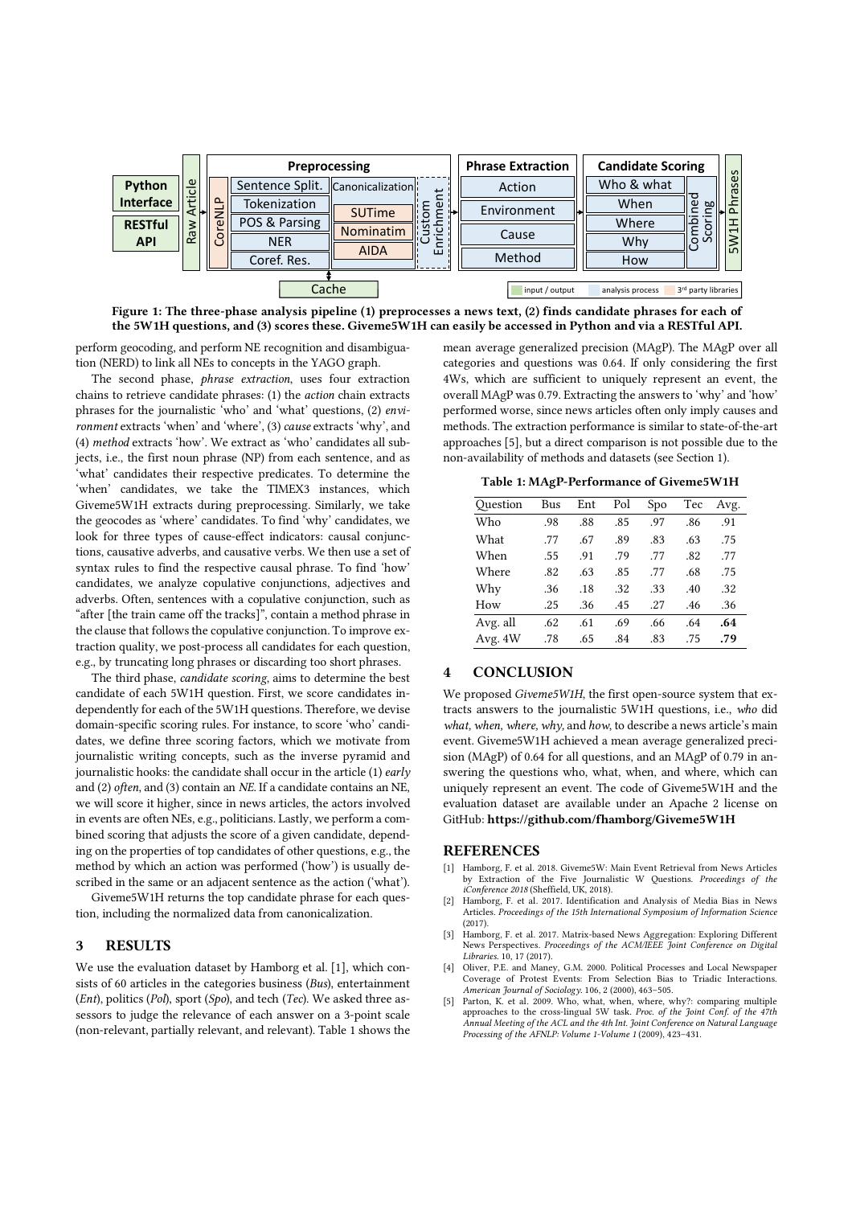Preprocessing
Phrase Extraction
Candidate Scoring
Python Interface
RESTful API
Raw Article
CoreNLP
Sentence Split.
Tokenization
POS & Parsing
NER
Coref. Res.
Canonicalization
SUTime
Nominatim
AIDA
Custom Enrichment
Action
Environment
Cause
Method
Who & what
When
Where
Why
How
Combined Scoring
5W1H Phrases
Cache
input / output
analysis process
3rd party libraries

**Figure 1: The three-phase analysis pipeline (1) preprocesses a news text, (2) finds candidate phrases for each of the 5W1H questions, and (3) scores these. Giveme5W1H can easily be accessed in Python and via a RESTful API.**

perform geocoding, and perform NE recognition and disambiguation (NERD) to link all NEs to concepts in the YAGO graph.

The second phase, *phrase extraction*, uses four extraction chains to retrieve candidate phrases: (1) the *action* chain extracts phrases for the journalistic 'who' and 'what' questions, (2) *environment* extracts 'when' and 'where', (3) *cause* extracts 'why', and (4) *method* extracts 'how'. We extract as 'who' candidates all subjects, i.e., the first noun phrase (NP) from each sentence, and as 'what' candidates their respective predicates. To determine the 'when' candidates, we take the TIMEX3 instances, which Giveme5W1H extracts during preprocessing. Similarly, we take the geocodes as 'where' candidates. To find 'why' candidates, we look for three types of cause-effect indicators: causal conjunctions, causative adverbs, and causative verbs. We then use a set of syntax rules to find the respective causal phrase. To find 'how' candidates, we analyze copulative conjunctions, adjectives and adverbs. Often, sentences with a copulative conjunction, such as "after [the train came off the tracks]", contain a method phrase in the clause that follows the copulative conjunction. To improve extraction quality, we post-process all candidates for each question, e.g., by truncating long phrases or discarding too short phrases.

The third phase, *candidate scoring*, aims to determine the best candidate of each 5W1H question. First, we score candidates independently for each of the 5W1H questions. Therefore, we devise domain-specific scoring rules. For instance, to score 'who' candidates, we define three scoring factors, which we motivate from journalistic writing concepts, such as the inverse pyramid and journalistic hooks: the candidate shall occur in the article (1) *early* and (2) *often*, and (3) contain an *NE*. If a candidate contains an NE, we will score it higher, since in news articles, the actors involved in events are often NEs, e.g., politicians. Lastly, we perform a combined scoring that adjusts the score of a given candidate, depending on the properties of top candidates of other questions, e.g., the method by which an action was performed ('how') is usually described in the same or an adjacent sentence as the action ('what').

Giveme5W1H returns the top candidate phrase for each question, including the normalized data from canonicalization.

## 3 RESULTS

We use the evaluation dataset by Hamborg et al. [1], which consists of 60 articles in the categories business (*Bus*), entertainment (*Ent*), politics (*Pol*), sport (*Spo*), and tech (*Tec*). We asked three assessors to judge the relevance of each answer on a 3-point scale (non-relevant, partially relevant, and relevant). Table 1 shows the mean average generalized precision (MAgP). The MAgP over all categories and questions was 0.64. If only considering the first 4Ws, which are sufficient to uniquely represent an event, the overall MAgP was 0.79. Extracting the answers to 'why' and 'how' performed worse, since news articles often only imply causes and methods. The extraction performance is similar to state-of-the-art approaches [5], but a direct comparison is not possible due to the non-availability of methods and datasets (see Section 1).

**Table 1: MAgP-Performance of Giveme5W1H**

| Question | Bus | Ent | Pol | Spo | Tec | Avg. |
|---|---|---|---|---|---|---|
| Who | .98 | .88 | .85 | .97 | .86 | .91 |
| What | .77 | .67 | .89 | .83 | .63 | .75 |
| When | .55 | .91 | .79 | .77 | .82 | .77 |
| Where | .82 | .63 | .85 | .77 | .68 | .75 |
| Why | .36 | .18 | .32 | .33 | .40 | .32 |
| How | .25 | .36 | .45 | .27 | .46 | .36 |
| Avg. all | .62 | .61 | .69 | .66 | .64 | **.64** |
| Avg. 4W | .78 | .65 | .84 | .83 | .75 | **.79** |

## 4 CONCLUSION

We proposed *Giveme5W1H*, the first open-source system that extracts answers to the journalistic 5W1H questions, i.e., *who* did *what*, *when*, *where*, *why*, and *how*, to describe a news article's main event. Giveme5W1H achieved a mean average generalized precision (MAgP) of 0.64 for all questions, and an MAgP of 0.79 in answering the questions who, what, when, and where, which can uniquely represent an event. The code of Giveme5W1H and the evaluation dataset are available under an Apache 2 license on GitHub: **https://github.com/fhamborg/Giveme5W1H**

## REFERENCES

[1] Hamborg, F. et al. 2018. Giveme5W: Main Event Retrieval from News Articles by Extraction of the Five Journalistic W Questions. *Proceedings of the iConference 2018* (Sheffield, UK, 2018).

[2] Hamborg, F. et al. 2017. Identification and Analysis of Media Bias in News Articles. *Proceedings of the 15th International Symposium of Information Science* (2017).

[3] Hamborg, F. et al. 2017. Matrix-based News Aggregation: Exploring Different News Perspectives. *Proceedings of the ACM/IEEE Joint Conference on Digital Libraries*. 10, 17 (2017).

[4] Oliver, P.E. and Maney, G.M. 2000. Political Processes and Local Newspaper Coverage of Protest Events: From Selection Bias to Triadic Interactions. *American Journal of Sociology*. 106, 2 (2000), 463–505.

[5] Parton, K. et al. 2009. Who, what, when, where, why?: comparing multiple approaches to the cross-lingual 5W task. *Proc. of the Joint Conf. of the 47th Annual Meeting of the ACL and the 4th Int. Joint Conference on Natural Language Processing of the AFNLP: Volume 1-Volume 1* (2009), 423–431.